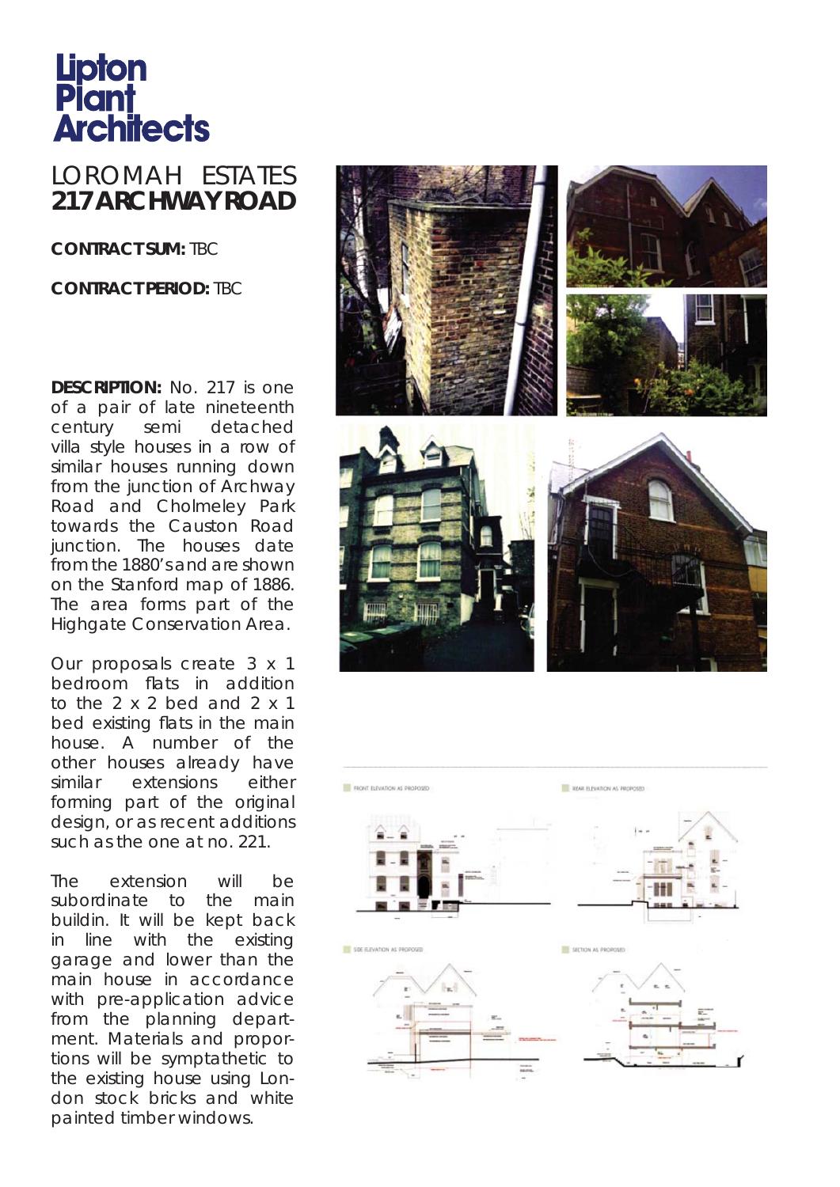# Lipton Plant Architects

## LOROMAH ESTATES
## 217 ARCHWAY ROAD

**CONTRACT SUM:** TBC

**CONTRACT PERIOD:** TBC

**DESCRIPTION:** No. 217 is one of a pair of late nineteenth century semi detached villa style houses in a row of similar houses running down from the junction of Archway Road and Cholmeley Park towards the Causton Road junction. The houses date from the 1880's and are shown on the Stanford map of 1886. The area forms part of the Highgate Conservation Area.

Our proposals create 3 x 1 bedroom flats in addition to the 2 x 2 bed and 2 x 1 bed existing flats in the main house. A number of the other houses already have similar extensions either forming part of the original design, or as recent additions such as the one at no. 221.

The extension will be subordinate to the main buildin. It will be kept back in line with the existing garage and lower than the main house in accordance with pre-application advice from the planning department. Materials and proportions will be symptathetic to the existing house using London stock bricks and white painted timber windows.

FRONT ELEVATION AS PROPOSED

REAR ELEVATION AS PROPOSED

SIDE ELEVATION AS PROPOSED

SECTION AS PROPOSED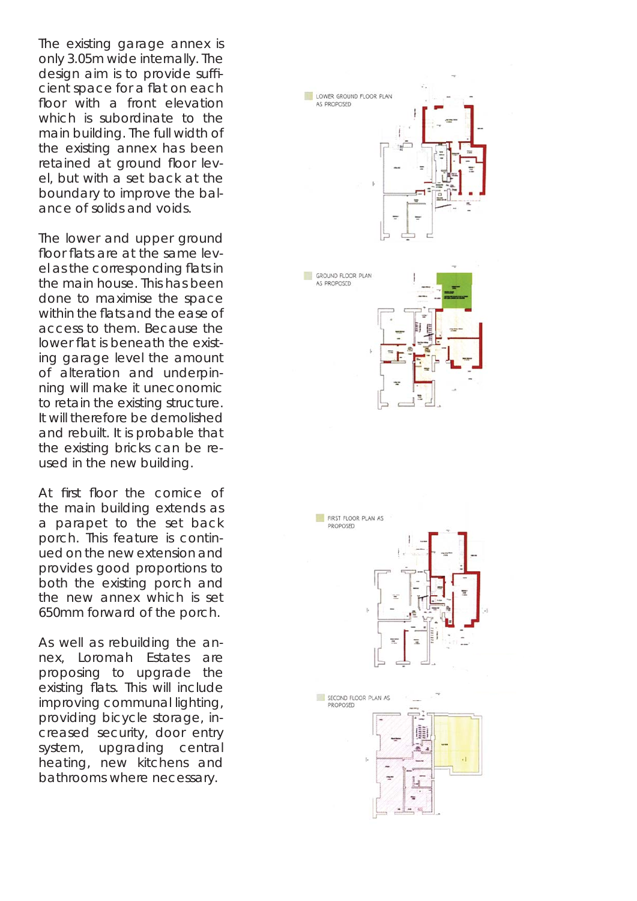The existing garage annex is only 3.05m wide internally. The design aim is to provide sufficient space for a flat on each floor with a front elevation which is subordinate to the main building. The full width of the existing annex has been retained at ground floor level, but with a set back at the boundary to improve the balance of solids and voids.

The lower and upper ground floor flats are at the same level as the corresponding flats in the main house. This has been done to maximise the space within the flats and the ease of access to them. Because the lower flat is beneath the existing garage level the amount of alteration and underpinning will make it uneconomic to retain the existing structure. It will therefore be demolished and rebuilt. It is probable that the existing bricks can be reused in the new building.

At first floor the cornice of the main building extends as a parapet to the set back porch. This feature is continued on the new extension and provides good proportions to both the existing porch and the new annex which is set 650mm forward of the porch.

As well as rebuilding the annex, Loromah Estates are proposing to upgrade the existing flats. This will include improving communal lighting, providing bicycle storage, increased security, door entry system, upgrading central heating, new kitchens and bathrooms where necessary.

LOWER GROUND FLOOR PLAN AS PROPOSED

GROUND FLOOR PLAN AS PROPOSED

FIRST FLOOR PLAN AS PROPOSED

SECOND FLOOR PLAN AS PROPOSED